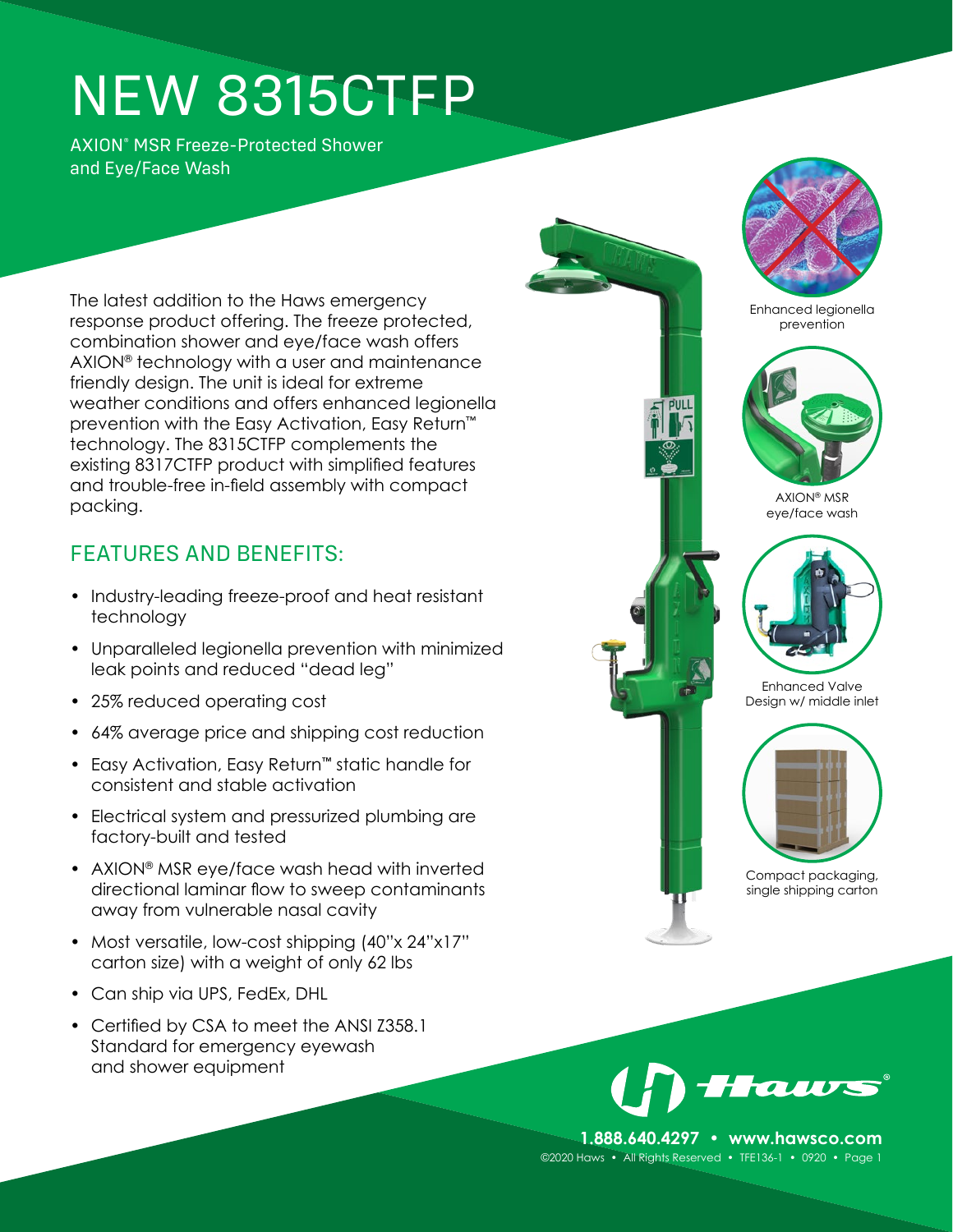# NEW 8315CTFP

AXION® MSR Freeze-Protected Shower and Eye/Face Wash

The latest addition to the Haws emergency response product offering. The freeze protected, combination shower and eye/face wash offers AXION® technology with a user and maintenance friendly design. The unit is ideal for extreme weather conditions and offers enhanced legionella prevention with the Easy Activation, Easy Return™ technology. The 8315CTFP complements the existing 8317CTFP product with simplified features and trouble-free in-field assembly with compact packing.

## FEATURES AND BENEFITS:

- Industry-leading freeze-proof and heat resistant technology
- Unparalleled legionella prevention with minimized leak points and reduced "dead leg"
- 25% reduced operating cost
- 64% average price and shipping cost reduction
- Easy Activation, Easy Return™ static handle for consistent and stable activation
- Electrical system and pressurized plumbing are factory-built and tested
- AXION® MSR eye/face wash head with inverted directional laminar flow to sweep contaminants away from vulnerable nasal cavity
- Most versatile, low-cost shipping (40"x 24"x17" carton size) with a weight of only 62 lbs
- Can ship via UPS, FedEx, DHL
- Certified by CSA to meet the ANSI Z358.1 Standard for emergency eyewash and shower equipment

Enhanced legionella prevention

AXION® MSR eye/face wash

Enhanced Valve Design w/ middle inlet

Compact packaging, single shipping carton

Haws®

**1.888.640.4297 • www.hawsco.com**

©2020 Haws • All Rights Reserved • TFE136-1 • 0920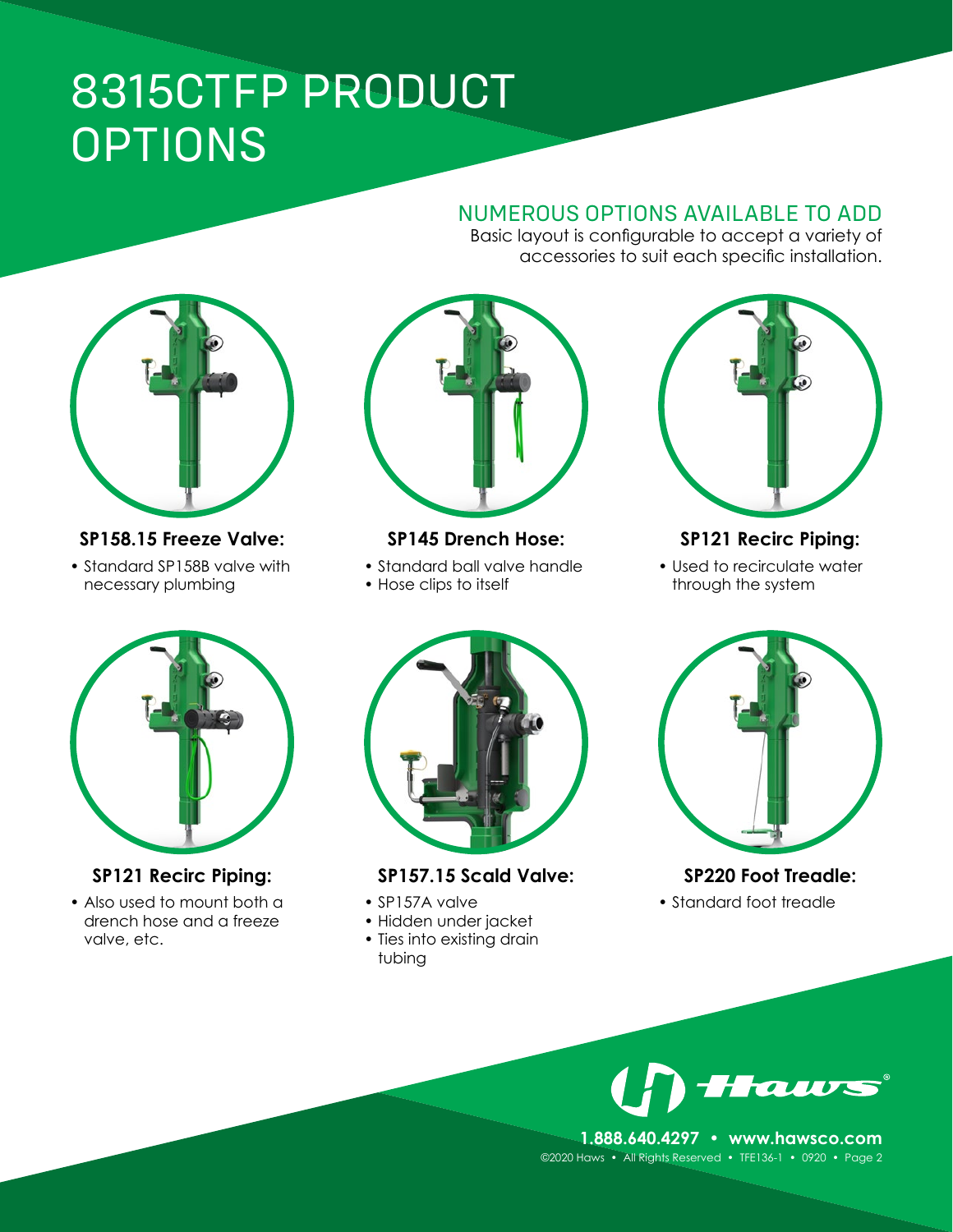# 8315CTFP PRODUCT OPTIONS

## NUMEROUS OPTIONS AVAILABLE TO ADD

Basic layout is configurable to accept a variety of accessories to suit each specific installation.

**SP158.15 Freeze Valve:**

- Standard SP158B valve with necessary plumbing

**SP145 Drench Hose:**

- Standard ball valve handle
- Hose clips to itself

**SP121 Recirc Piping:**

- Used to recirculate water through the system

**SP121 Recirc Piping:**

- Also used to mount both a drench hose and a freeze valve, etc.

**SP157.15 Scald Valve:**

- SP157A valve
- Hidden under jacket
- Ties into existing drain tubing

**SP220 Foot Treadle:**

- Standard foot treadle

Haws®

**1.888.640.4297 • www.hawsco.com**

©2020 Haws • All Rights Reserved • TFE136-1 • 0920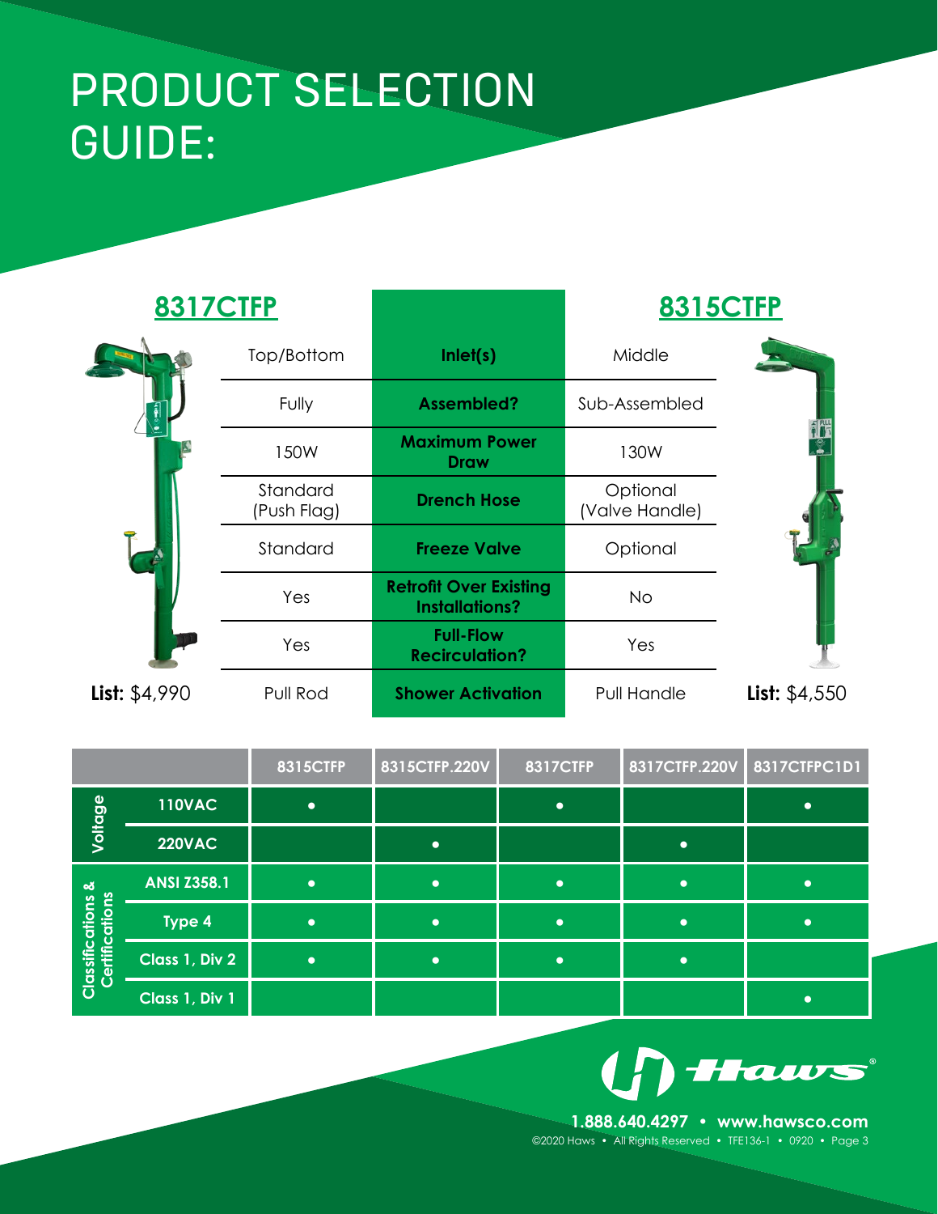# PRODUCT SELECTION GUIDE:

| 8317CTFP | | 8315CTFP |
|---|---|---|
| Top/Bottom | **Inlet(s)** | Middle |
| Fully | **Assembled?** | Sub-Assembled |
| 150W | **Maximum Power Draw** | 130W |
| Standard (Push Flag) | **Drench Hose** | Optional (Valve Handle) |
| Standard | **Freeze Valve** | Optional |
| Yes | **Retrofit Over Existing Installations?** | No |
| Yes | **Full-Flow Recirculation?** | Yes |
| Pull Rod | **Shower Activation** | Pull Handle |
| **List:** $4,990 | | **List:** $4,550 |

| | | 8315CTFP | 8315CTFP.220V | 8317CTFP | 8317CTFP.220V | 8317CTFPC1D1 |
|---|---|---|---|---|---|---|
| Voltage | 110VAC | ● | | ● | | ● |
| | 220VAC | | ● | | ● | |
| Classifications & Certifications | ANSI Z358.1 | ● | ● | ● | ● | ● |
| | Type 4 | ● | ● | ● | ● | ● |
| | Class 1, Div 2 | ● | ● | ● | ● | |
| | Class 1, Div 1 | | | | | ● |

Haws®

**1.888.640.4297 • www.hawsco.com**

©2020 Haws • All Rights Reserved • TFE136-1 • 0920